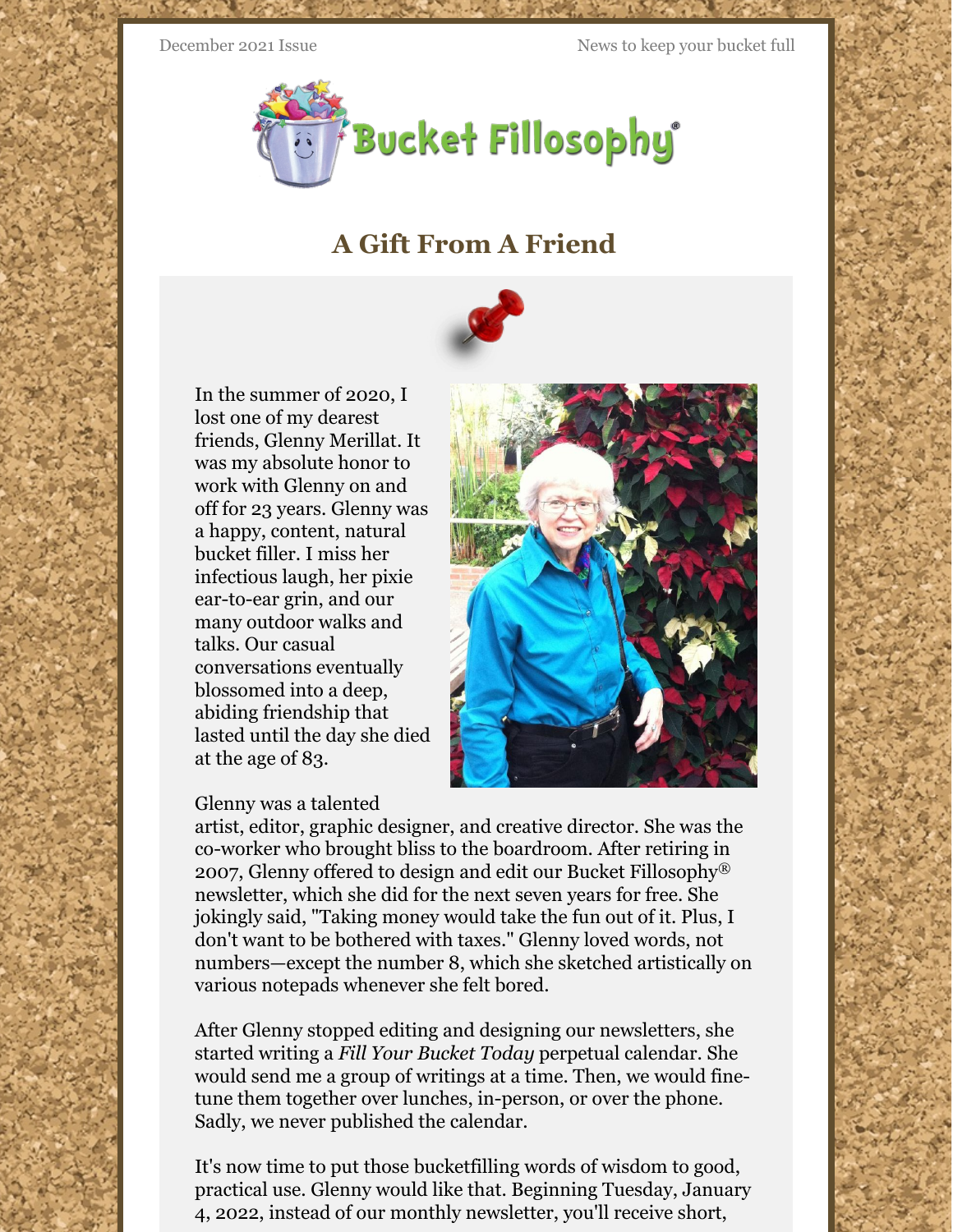December 2021 Issue

News to keep your bucket full

# A Gift From A Friend

In the summer of 2020, I lost one of my dearest friends, Glenny Merillat. It was my absolute honor to work with Glenny on and off for 23 years. Glenny was a happy, content, natural bucket filler. I miss her infectious laugh, her pixie ear-to-ear grin, and our many outdoor walks and talks. Our casual conversations eventually blossomed into a deep, abiding friendship that lasted until the day she died at the age of 83.

Glenny was a talented artist, editor, graphic designer, and creative director. She was the co-worker who brought bliss to the boardroom. After retiring in 2007, Glenny offered to design and edit our Bucket Fillosophy® newsletter, which she did for the next seven years for free. She jokingly said, "Taking money would take the fun out of it. Plus, I don't want to be bothered with taxes." Glenny loved words, not numbers—except the number 8, which she sketched artistically on various notepads whenever she felt bored.

After Glenny stopped editing and designing our newsletters, she started writing a *Fill Your Bucket Today* perpetual calendar. She would send me a group of writings at a time. Then, we would fine-tune them together over lunches, in-person, or over the phone. Sadly, we never published the calendar.

It's now time to put those bucketfilling words of wisdom to good, practical use. Glenny would like that. Beginning Tuesday, January 4, 2022, instead of our monthly newsletter, you'll receive short,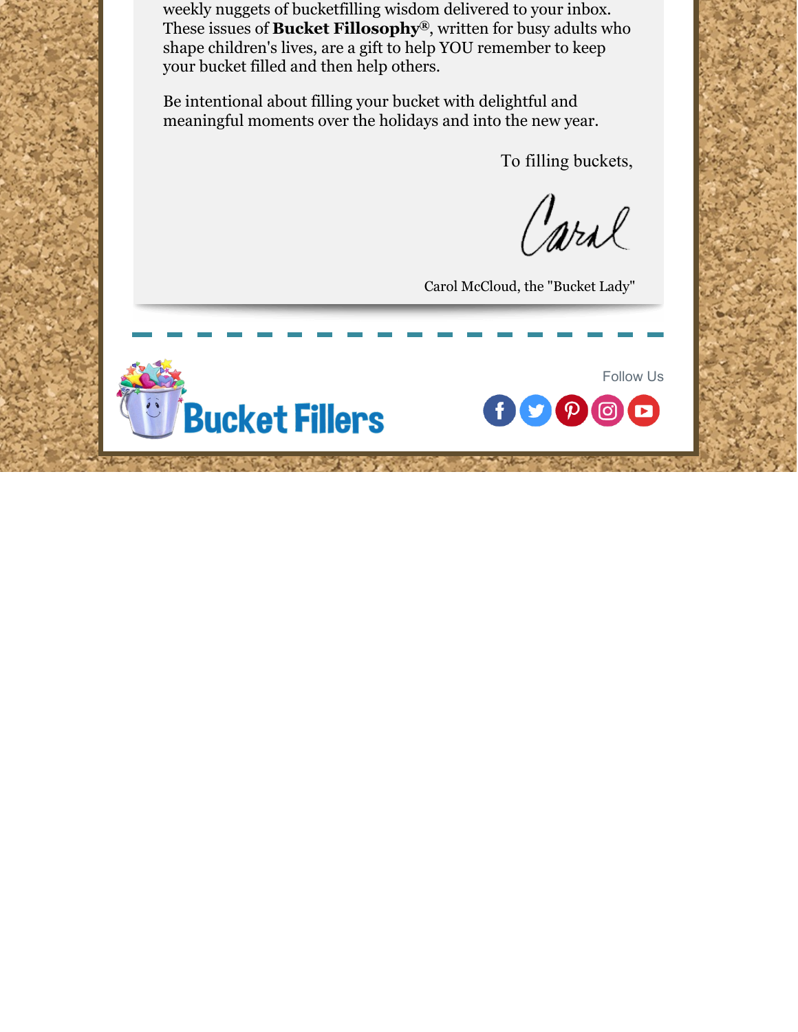weekly nuggets of bucketfilling wisdom delivered to your inbox. These issues of **Bucket Fillosophy®**, written for busy adults who shape children's lives, are a gift to help YOU remember to keep your bucket filled and then help others.

Be intentional about filling your bucket with delightful and meaningful moments over the holidays and into the new year.

To filling buckets,

Carol

Carol McCloud, the "Bucket Lady"

Bucket Fillers

Follow Us